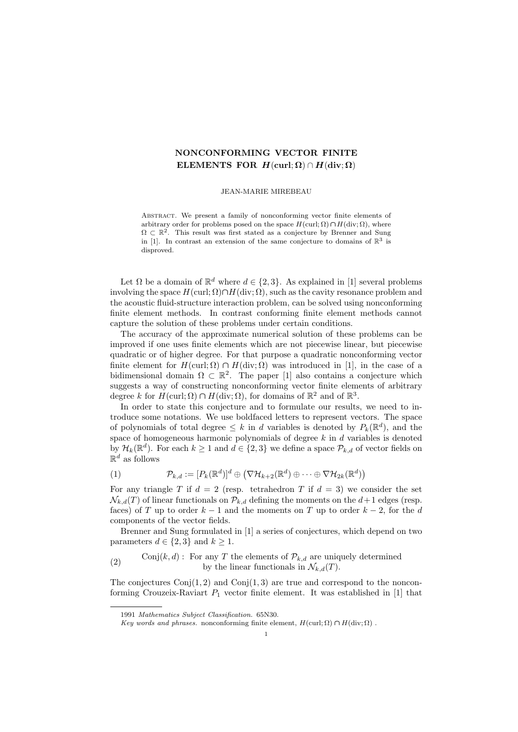# NONCONFORMING VECTOR FINITE ELEMENTS FOR $\boldsymbol{H}(\mathbf{curl};\boldsymbol{\Omega}) \cap \boldsymbol{H}(\mathbf{div};\boldsymbol{\Omega})$

JEAN-MARIE MIREBEAU

Abstract. We present a family of nonconforming vector finite elements of arbitrary order for problems posed on the space $H(\mathrm{curl};\Omega)\cap H(\mathrm{div};\Omega)$, where $\Omega \subset \mathbb{R}^2$. This result was first stated as a conjecture by Brenner and Sung in [1]. In contrast an extension of the same conjecture to domains of $\mathbb{R}^3$ is disproved.

Let $\Omega$ be a domain of $\mathbb{R}^d$ where $d \in \{2,3\}$. As explained in [1] several problems involving the space $H(\mathrm{curl};\Omega)\cap H(\mathrm{div};\Omega)$, such as the cavity resonance problem and the acoustic fluid-structure interaction problem, can be solved using nonconforming finite element methods. In contrast conforming finite element methods cannot capture the solution of these problems under certain conditions.

The accuracy of the approximate numerical solution of these problems can be improved if one uses finite elements which are not piecewise linear, but piecewise quadratic or of higher degree. For that purpose a quadratic nonconforming vector finite element for $H(\mathrm{curl};\Omega) \cap H(\mathrm{div};\Omega)$ was introduced in [1], in the case of a bidimensional domain $\Omega \subset \mathbb{R}^2$. The paper [1] also contains a conjecture which suggests a way of constructing nonconforming vector finite elements of arbitrary degree $k$ for $H(\mathrm{curl};\Omega) \cap H(\mathrm{div};\Omega)$, for domains of $\mathbb{R}^2$ and of $\mathbb{R}^3$.

In order to state this conjecture and to formulate our results, we need to introduce some notations. We use boldfaced letters to represent vectors. The space of polynomials of total degree $\leq k$ in $d$ variables is denoted by $P_k(\mathbb{R}^d)$, and the space of homogeneous harmonic polynomials of degree $k$ in $d$ variables is denoted by $\mathcal{H}_k(\mathbb{R}^d)$. For each $k \geq 1$ and $d \in \{2,3\}$ we define a space $\mathcal{P}_{k,d}$ of vector fields on $\mathbb{R}^d$ as follows

$$\mathcal{P}_{k,d} := [P_k(\mathbb{R}^d)]^d \oplus \left(\nabla\mathcal{H}_{k+2}(\mathbb{R}^d) \oplus \cdots \oplus \nabla\mathcal{H}_{2k}(\mathbb{R}^d)\right) \tag{1}$$

For any triangle $T$ if $d=2$ (resp. tetrahedron $T$ if $d=3$) we consider the set $\mathcal{N}_{k,d}(T)$ of linear functionals on $\mathcal{P}_{k,d}$ defining the moments on the $d+1$ edges (resp. faces) of $T$ up to order $k-1$ and the moments on $T$ up to order $k-2$, for the $d$ components of the vector fields.

Brenner and Sung formulated in [1] a series of conjectures, which depend on two parameters $d \in \{2,3\}$ and $k \geq 1$.

$$\mathrm{Conj}(k,d): \text{ For any } T \text{ the elements of } \mathcal{P}_{k,d} \text{ are uniquely determined by the linear functionals in } \mathcal{N}_{k,d}(T). \tag{2}$$

The conjectures $\mathrm{Conj}(1,2)$ and $\mathrm{Conj}(1,3)$ are true and correspond to the nonconforming Crouzeix-Raviart $P_1$ vector finite element. It was established in [1] that

1991 *Mathematics Subject Classification.* 65N30.

*Key words and phrases.* nonconforming finite element, $H(\mathrm{curl};\Omega)\cap H(\mathrm{div};\Omega)$ .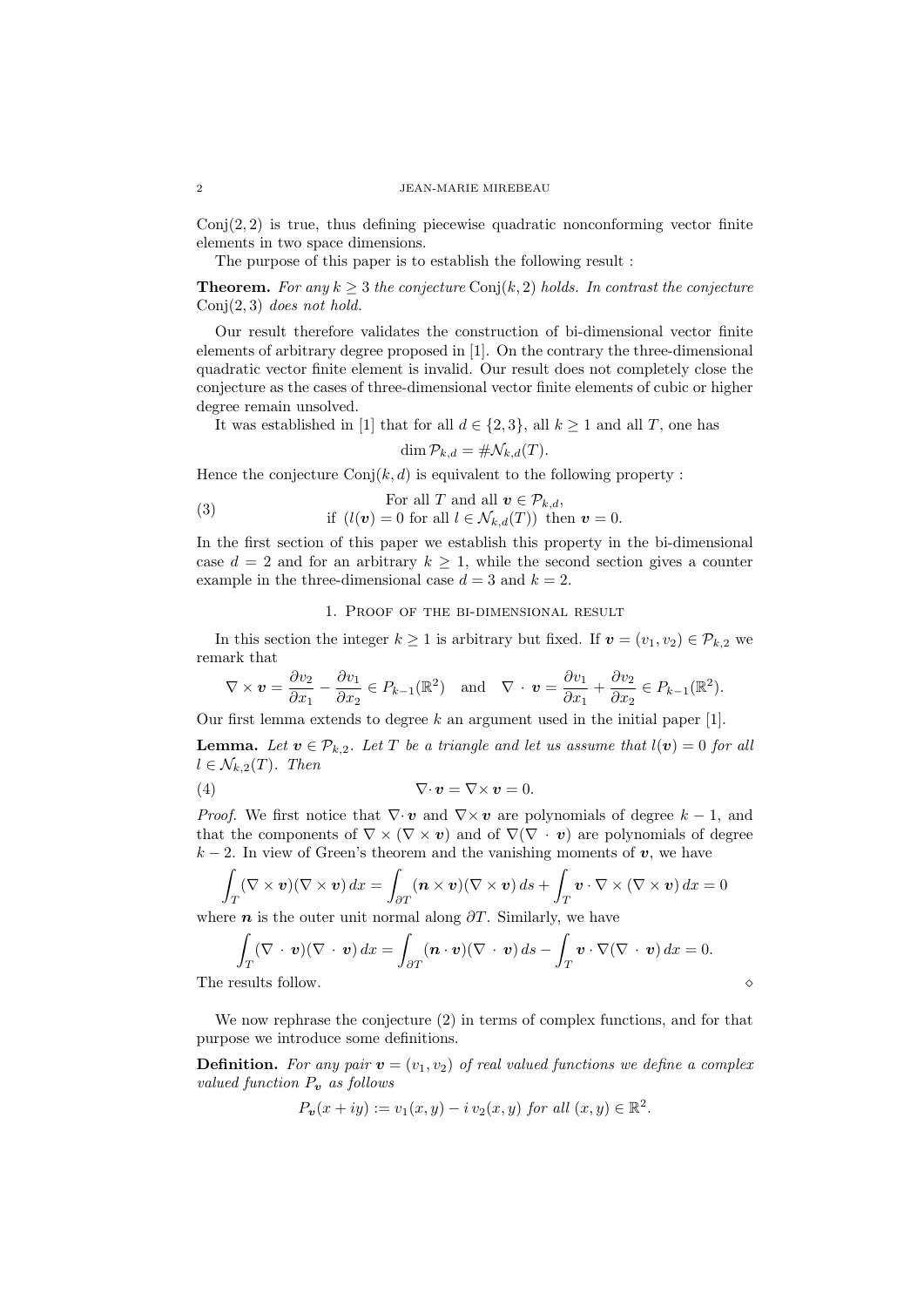Conj$(2,2)$ is true, thus defining piecewise quadratic nonconforming vector finite elements in two space dimensions.

The purpose of this paper is to establish the following result :

**Theorem.** *For any $k \geq 3$ the conjecture* Conj$(k,2)$ *holds. In contrast the conjecture* Conj$(2,3)$ *does not hold.*

Our result therefore validates the construction of bi-dimensional vector finite elements of arbitrary degree proposed in [1]. On the contrary the three-dimensional quadratic vector finite element is invalid. Our result does not completely close the conjecture as the cases of three-dimensional vector finite elements of cubic or higher degree remain unsolved.

It was established in [1] that for all $d \in \{2,3\}$, all $k \geq 1$ and all $T$, one has

$$\dim \mathcal{P}_{k,d} = \# \mathcal{N}_{k,d}(T).$$

Hence the conjecture Conj$(k,d)$ is equivalent to the following property :

$$\text{For all } T \text{ and all } \boldsymbol{v} \in \mathcal{P}_{k,d}, \quad \text{if } \left(l(\boldsymbol{v}) = 0 \text{ for all } l \in \mathcal{N}_{k,d}(T)\right) \text{ then } \boldsymbol{v} = 0. \tag{3}$$

In the first section of this paper we establish this property in the bi-dimensional case $d = 2$ and for an arbitrary $k \geq 1$, while the second section gives a counter example in the three-dimensional case $d = 3$ and $k = 2$.

## 1. Proof of the bi-dimensional result

In this section the integer $k \geq 1$ is arbitrary but fixed. If $\boldsymbol{v} = (v_1, v_2) \in \mathcal{P}_{k,2}$ we remark that

$$\nabla \times \boldsymbol{v} = \frac{\partial v_2}{\partial x_1} - \frac{\partial v_1}{\partial x_2} \in P_{k-1}(\mathbb{R}^2) \quad \text{and} \quad \nabla \cdot \boldsymbol{v} = \frac{\partial v_1}{\partial x_1} + \frac{\partial v_2}{\partial x_2} \in P_{k-1}(\mathbb{R}^2).$$

Our first lemma extends to degree $k$ an argument used in the initial paper [1].

**Lemma.** *Let $\boldsymbol{v} \in \mathcal{P}_{k,2}$. Let $T$ be a triangle and let us assume that $l(\boldsymbol{v}) = 0$ for all $l \in \mathcal{N}_{k,2}(T)$. Then*

$$\nabla \cdot \boldsymbol{v} = \nabla \times \boldsymbol{v} = 0. \tag{4}$$

*Proof.* We first notice that $\nabla \cdot \boldsymbol{v}$ and $\nabla \times \boldsymbol{v}$ are polynomials of degree $k-1$, and that the components of $\nabla \times (\nabla \times \boldsymbol{v})$ and of $\nabla(\nabla \cdot \boldsymbol{v})$ are polynomials of degree $k-2$. In view of Green's theorem and the vanishing moments of $\boldsymbol{v}$, we have

$$\int_T (\nabla \times \boldsymbol{v})(\nabla \times \boldsymbol{v})\, dx = \int_{\partial T} (\boldsymbol{n} \times \boldsymbol{v})(\nabla \times \boldsymbol{v})\, ds + \int_T \boldsymbol{v} \cdot \nabla \times (\nabla \times \boldsymbol{v})\, dx = 0$$

where $\boldsymbol{n}$ is the outer unit normal along $\partial T$. Similarly, we have

$$\int_T (\nabla \cdot \boldsymbol{v})(\nabla \cdot \boldsymbol{v})\, dx = \int_{\partial T} (\boldsymbol{n} \cdot \boldsymbol{v})(\nabla \cdot \boldsymbol{v})\, ds - \int_T \boldsymbol{v} \cdot \nabla(\nabla \cdot \boldsymbol{v})\, dx = 0.$$

The results follow. $\diamond$

We now rephrase the conjecture (2) in terms of complex functions, and for that purpose we introduce some definitions.

**Definition.** *For any pair $\boldsymbol{v} = (v_1, v_2)$ of real valued functions we define a complex valued function $P_{\boldsymbol{v}}$ as follows*

$$P_{\boldsymbol{v}}(x + iy) := v_1(x,y) - i\, v_2(x,y) \text{ for all } (x,y) \in \mathbb{R}^2.$$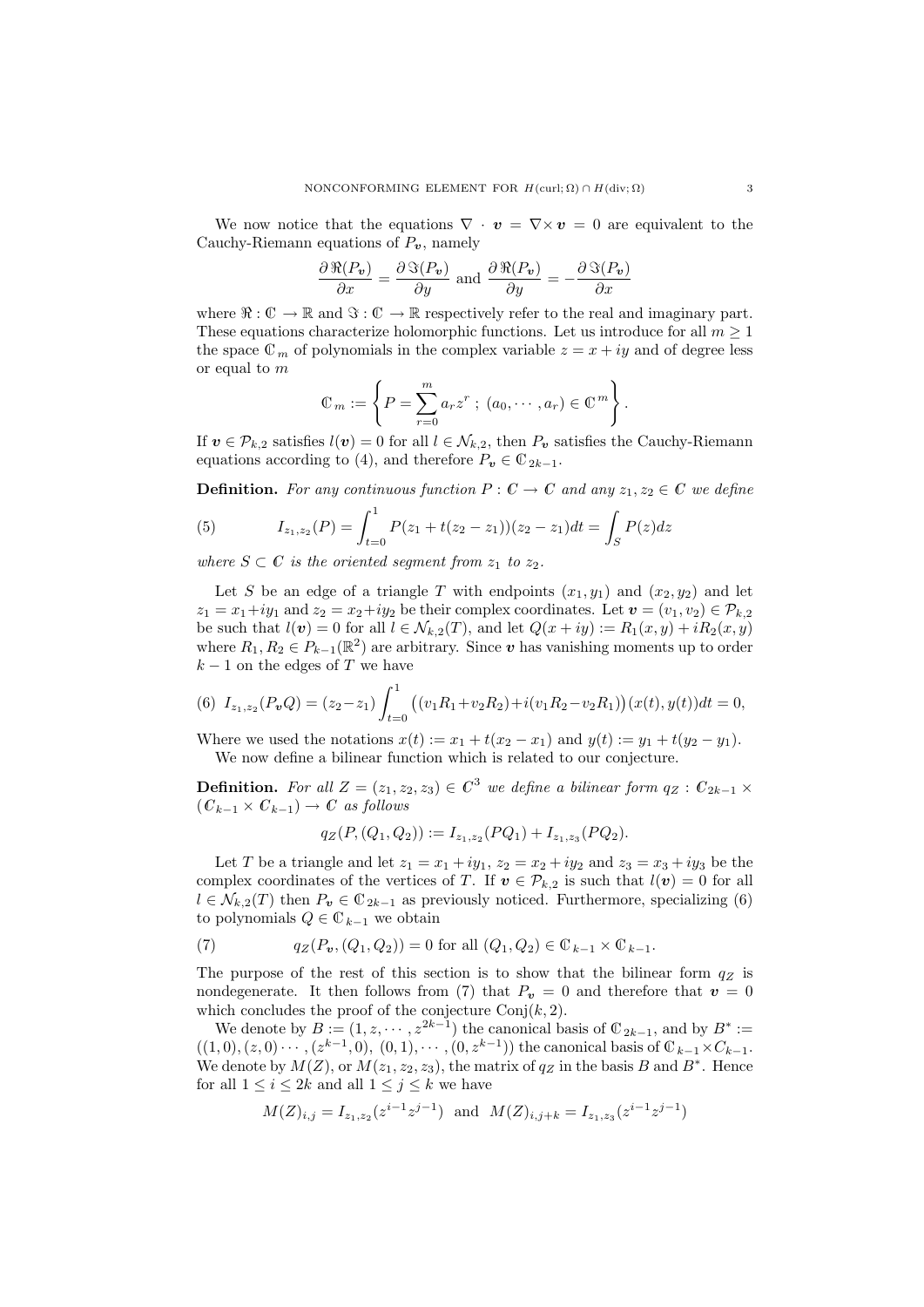We now notice that the equations $\nabla \cdot \boldsymbol{v} = \nabla \times \boldsymbol{v} = 0$ are equivalent to the Cauchy-Riemann equations of $P_{\boldsymbol{v}}$, namely

$$\frac{\partial \Re(P_{\boldsymbol{v}})}{\partial x} = \frac{\partial \Im(P_{\boldsymbol{v}})}{\partial y} \text{ and } \frac{\partial \Re(P_{\boldsymbol{v}})}{\partial y} = -\frac{\partial \Im(P_{\boldsymbol{v}})}{\partial x}$$

where $\Re : \mathbb{C} \to \mathbb{R}$ and $\Im : \mathbb{C} \to \mathbb{R}$ respectively refer to the real and imaginary part. These equations characterize holomorphic functions. Let us introduce for all $m \geq 1$ the space $\mathbb{C}_m$ of polynomials in the complex variable $z = x + iy$ and of degree less or equal to $m$

$$\mathbb{C}_m := \left\{ P = \sum_{r=0}^{m} a_r z^r \; ; \; (a_0, \cdots, a_r) \in \mathbb{C}^m \right\}.$$

If $\boldsymbol{v} \in \mathcal{P}_{k,2}$ satisfies $l(\boldsymbol{v}) = 0$ for all $l \in \mathcal{N}_{k,2}$, then $P_{\boldsymbol{v}}$ satisfies the Cauchy-Riemann equations according to (4), and therefore $P_{\boldsymbol{v}} \in \mathbb{C}_{2k-1}$.

**Definition.** *For any continuous function $P : \mathbb{C} \to \mathbb{C}$ and any $z_1, z_2 \in \mathbb{C}$ we define*

$$I_{z_1,z_2}(P) = \int_{t=0}^{1} P(z_1 + t(z_2 - z_1))(z_2 - z_1)dt = \int_S P(z)dz \tag{5}$$

*where $S \subset \mathbb{C}$ is the oriented segment from $z_1$ to $z_2$.*

Let $S$ be an edge of a triangle $T$ with endpoints $(x_1, y_1)$ and $(x_2, y_2)$ and let $z_1 = x_1 + iy_1$ and $z_2 = x_2 + iy_2$ be their complex coordinates. Let $\boldsymbol{v} = (v_1, v_2) \in \mathcal{P}_{k,2}$ be such that $l(\boldsymbol{v}) = 0$ for all $l \in \mathcal{N}_{k,2}(T)$, and let $Q(x + iy) := R_1(x, y) + iR_2(x, y)$ where $R_1, R_2 \in P_{k-1}(\mathbb{R}^2)$ are arbitrary. Since $\boldsymbol{v}$ has vanishing moments up to order $k - 1$ on the edges of $T$ we have

$$I_{z_1,z_2}(P_{\boldsymbol{v}}Q) = (z_2 - z_1) \int_{t=0}^{1} \big((v_1R_1 + v_2R_2) + i(v_1R_2 - v_2R_1)\big)(x(t), y(t))dt = 0, \tag{6}$$

Where we used the notations $x(t) := x_1 + t(x_2 - x_1)$ and $y(t) := y_1 + t(y_2 - y_1)$.

We now define a bilinear function which is related to our conjecture.

**Definition.** *For all $Z = (z_1, z_2, z_3) \in \mathbb{C}^3$ we define a bilinear form $q_Z : \mathbb{C}_{2k-1} \times (\mathbb{C}_{k-1} \times \mathbb{C}_{k-1}) \to \mathbb{C}$ as follows*

$$q_Z(P, (Q_1, Q_2)) := I_{z_1,z_2}(PQ_1) + I_{z_1,z_3}(PQ_2).$$

Let $T$ be a triangle and let $z_1 = x_1 + iy_1$, $z_2 = x_2 + iy_2$ and $z_3 = x_3 + iy_3$ be the complex coordinates of the vertices of $T$. If $\boldsymbol{v} \in \mathcal{P}_{k,2}$ is such that $l(\boldsymbol{v}) = 0$ for all $l \in \mathcal{N}_{k,2}(T)$ then $P_{\boldsymbol{v}} \in \mathbb{C}_{2k-1}$ as previously noticed. Furthermore, specializing (6) to polynomials $Q \in \mathbb{C}_{k-1}$ we obtain

$$q_Z(P_{\boldsymbol{v}}, (Q_1, Q_2)) = 0 \text{ for all } (Q_1, Q_2) \in \mathbb{C}_{k-1} \times \mathbb{C}_{k-1}. \tag{7}$$

The purpose of the rest of this section is to show that the bilinear form $q_Z$ is nondegenerate. It then follows from (7) that $P_{\boldsymbol{v}} = 0$ and therefore that $\boldsymbol{v} = 0$ which concludes the proof of the conjecture $\mathrm{Conj}(k, 2)$.

We denote by $B := (1, z, \cdots, z^{2k-1})$ the canonical basis of $\mathbb{C}_{2k-1}$, and by $B^* := ((1, 0), (z, 0) \cdots, (z^{k-1}, 0), (0, 1), \cdots, (0, z^{k-1}))$ the canonical basis of $\mathbb{C}_{k-1} \times C_{k-1}$. We denote by $M(Z)$, or $M(z_1, z_2, z_3)$, the matrix of $q_Z$ in the basis $B$ and $B^*$. Hence for all $1 \leq i \leq 2k$ and all $1 \leq j \leq k$ we have

$$M(Z)_{i,j} = I_{z_1,z_2}(z^{i-1}z^{j-1}) \;\text{ and }\; M(Z)_{i,j+k} = I_{z_1,z_3}(z^{i-1}z^{j-1})$$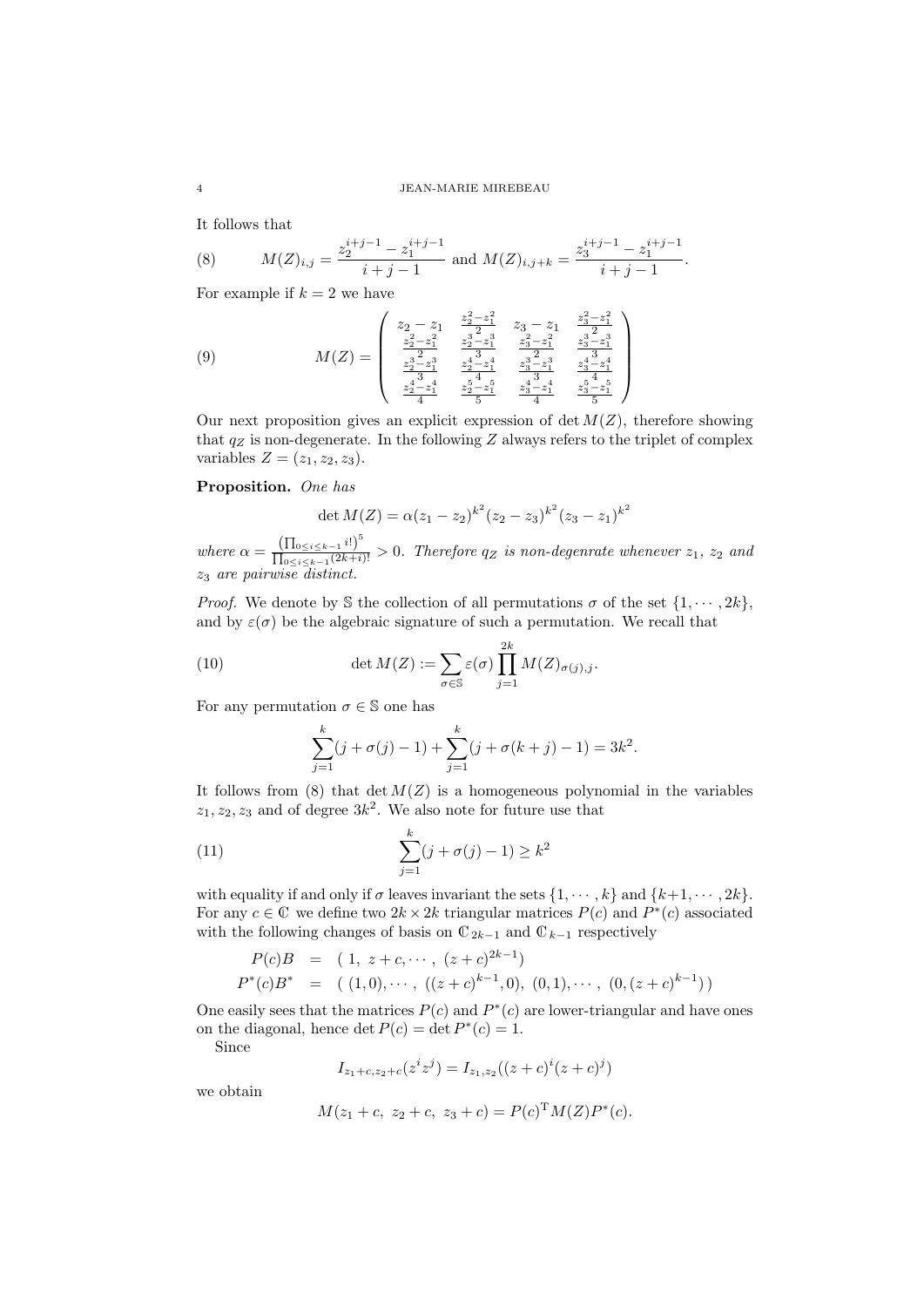It follows that

$$M(Z)_{i,j} = \frac{z_2^{i+j-1} - z_1^{i+j-1}}{i+j-1} \text{ and } M(Z)_{i,j+k} = \frac{z_3^{i+j-1} - z_1^{i+j-1}}{i+j-1}. \tag{8}$$

For example if $k = 2$ we have

$$M(Z) = \begin{pmatrix} z_2 - z_1 & \frac{z_2^2 - z_1^2}{2} & z_3 - z_1 & \frac{z_3^2 - z_1^2}{2} \\ \frac{z_2^2 - z_1^2}{2} & \frac{z_2^3 - z_1^3}{3} & \frac{z_3^2 - z_1^2}{2} & \frac{z_3^3 - z_1^3}{3} \\ \frac{z_2^3 - z_1^3}{3} & \frac{z_2^4 - z_1^4}{4} & \frac{z_3^3 - z_1^3}{3} & \frac{z_3^4 - z_1^4}{4} \\ \frac{z_2^4 - z_1^4}{4} & \frac{z_2^5 - z_1^5}{5} & \frac{z_3^4 - z_1^4}{4} & \frac{z_3^5 - z_1^5}{5} \end{pmatrix} \tag{9}$$

Our next proposition gives an explicit expression of $\det M(Z)$, therefore showing that $q_Z$ is non-degenerate. In the following $Z$ always refers to the triplet of complex variables $Z = (z_1, z_2, z_3)$.

**Proposition.** *One has*

$$\det M(Z) = \alpha (z_1 - z_2)^{k^2} (z_2 - z_3)^{k^2} (z_3 - z_1)^{k^2}$$

*where* $\alpha = \frac{\left(\prod_{0 \le i \le k-1} i!\right)^5}{\prod_{0 \le i \le k-1} (2k+i)!} > 0$. *Therefore $q_Z$ is non-degenrate whenever $z_1$, $z_2$ and $z_3$ are pairwise distinct.*

*Proof.* We denote by $\mathbb{S}$ the collection of all permutations $\sigma$ of the set $\{1, \cdots, 2k\}$, and by $\varepsilon(\sigma)$ be the algebraic signature of such a permutation. We recall that

$$\det M(Z) := \sum_{\sigma \in \mathbb{S}} \varepsilon(\sigma) \prod_{j=1}^{2k} M(Z)_{\sigma(j),j}. \tag{10}$$

For any permutation $\sigma \in \mathbb{S}$ one has

$$\sum_{j=1}^{k} (j + \sigma(j) - 1) + \sum_{j=1}^{k} (j + \sigma(k+j) - 1) = 3k^2.$$

It follows from (8) that $\det M(Z)$ is a homogeneous polynomial in the variables $z_1, z_2, z_3$ and of degree $3k^2$. We also note for future use that

$$\sum_{j=1}^{k} (j + \sigma(j) - 1) \ge k^2 \tag{11}$$

with equality if and only if $\sigma$ leaves invariant the sets $\{1, \cdots, k\}$ and $\{k+1, \cdots, 2k\}$. For any $c \in \mathbb{C}$ we define two $2k \times 2k$ triangular matrices $P(c)$ and $P^*(c)$ associated with the following changes of basis on $\mathbb{C}_{2k-1}$ and $\mathbb{C}_{k-1}$ respectively

$$\begin{aligned} P(c)B &= (\, 1,\ z + c, \cdots,\ (z+c)^{2k-1}) \\ P^*(c)B^* &= (\, (1,0), \cdots,\ ((z+c)^{k-1}, 0),\ (0,1), \cdots,\ (0, (z+c)^{k-1})\,) \end{aligned}$$

One easily sees that the matrices $P(c)$ and $P^*(c)$ are lower-triangular and have ones on the diagonal, hence $\det P(c) = \det P^*(c) = 1$.

Since

$$I_{z_1+c, z_2+c}(z^i z^j) = I_{z_1,z_2}((z+c)^i (z+c)^j)$$

we obtain

$$M(z_1 + c,\ z_2 + c,\ z_3 + c) = P(c)^{\mathrm{T}} M(Z) P^*(c).$$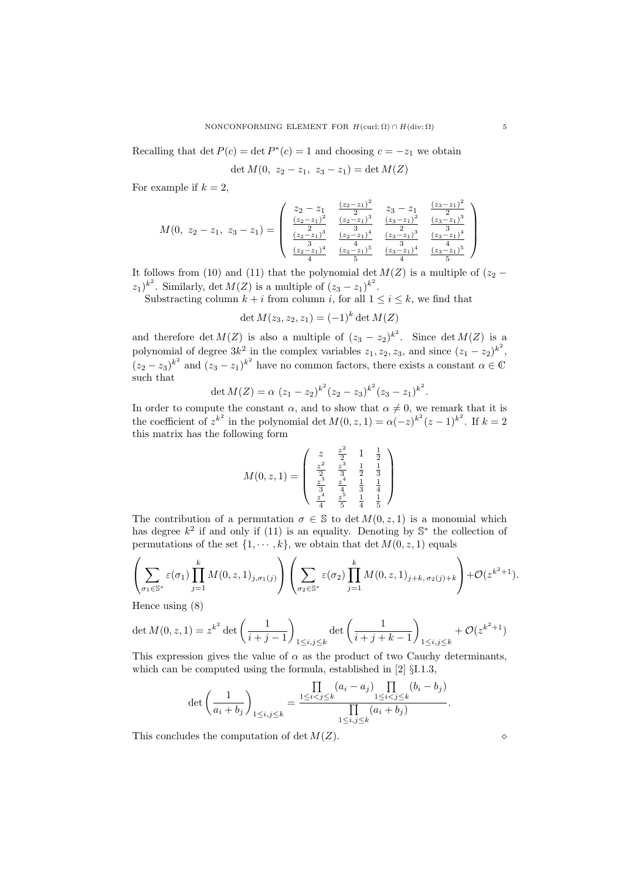Recalling that $\det P(c) = \det P^*(c) = 1$ and choosing $c = -z_1$ we obtain

$$\det M(0,\ z_2 - z_1,\ z_3 - z_1) = \det M(Z)$$

For example if $k = 2$,

$$M(0,\ z_2 - z_1,\ z_3 - z_1) = \begin{pmatrix} z_2 - z_1 & \frac{(z_2-z_1)^2}{2} & z_3 - z_1 & \frac{(z_3-z_1)^2}{2} \\ \frac{(z_2-z_1)^2}{2} & \frac{(z_2-z_1)^3}{3} & \frac{(z_3-z_1)^2}{2} & \frac{(z_3-z_1)^3}{3} \\ \frac{(z_2-z_1)^3}{3} & \frac{(z_2-z_1)^4}{4} & \frac{(z_3-z_1)^3}{3} & \frac{(z_3-z_1)^4}{4} \\ \frac{(z_2-z_1)^4}{4} & \frac{(z_2-z_1)^5}{5} & \frac{(z_3-z_1)^4}{4} & \frac{(z_3-z_1)^5}{5} \end{pmatrix}$$

It follows from (10) and (11) that the polynomial $\det M(Z)$ is a multiple of $(z_2 - z_1)^{k^2}$. Similarly, $\det M(Z)$ is a multiple of $(z_3 - z_1)^{k^2}$.

Substracting column $k + i$ from column $i$, for all $1 \le i \le k$, we find that

$$\det M(z_3, z_2, z_1) = (-1)^k \det M(Z)$$

and therefore $\det M(Z)$ is also a multiple of $(z_3 - z_2)^{k^2}$. Since $\det M(Z)$ is a polynomial of degree $3k^2$ in the complex variables $z_1, z_2, z_3$, and since $(z_1 - z_2)^{k^2}$, $(z_2 - z_3)^{k^2}$ and $(z_3 - z_1)^{k^2}$ have no common factors, there exists a constant $\alpha \in \mathbb{C}$ such that

$$\det M(Z) = \alpha\ (z_1 - z_2)^{k^2}(z_2 - z_3)^{k^2}(z_3 - z_1)^{k^2}.$$

In order to compute the constant $\alpha$, and to show that $\alpha \neq 0$, we remark that it is the coefficient of $z^{k^2}$ in the polynomial $\det M(0, z, 1) = \alpha(-z)^{k^2}(z-1)^{k^2}$. If $k = 2$ this matrix has the following form

$$M(0, z, 1) = \begin{pmatrix} z & \frac{z^2}{2} & 1 & \frac{1}{2} \\ \frac{z^2}{2} & \frac{z^3}{3} & \frac{1}{2} & \frac{1}{3} \\ \frac{z^3}{3} & \frac{z^4}{4} & \frac{1}{3} & \frac{1}{4} \\ \frac{z^4}{4} & \frac{z^5}{5} & \frac{1}{4} & \frac{1}{5} \end{pmatrix}$$

The contribution of a permutation $\sigma \in \mathbb{S}$ to $\det M(0, z, 1)$ is a monomial which has degree $k^2$ if and only if (11) is an equality. Denoting by $\mathbb{S}^*$ the collection of permutations of the set $\{1, \cdots, k\}$, we obtain that $\det M(0, z, 1)$ equals

$$\left(\sum_{\sigma_1 \in \mathbb{S}^*} \varepsilon(\sigma_1) \prod_{j=1}^{k} M(0,z,1)_{j,\sigma_1(j)}\right)\left(\sum_{\sigma_2 \in \mathbb{S}^*} \varepsilon(\sigma_2) \prod_{j=1}^{k} M(0,z,1)_{j+k,\,\sigma_2(j)+k}\right) + \mathcal{O}(z^{k^2+1}).$$

Hence using (8)

$$\det M(0, z, 1) = z^{k^2} \det\left(\frac{1}{i+j-1}\right)_{1 \le i,j \le k} \det\left(\frac{1}{i+j+k-1}\right)_{1 \le i,j \le k} + \mathcal{O}(z^{k^2+1})$$

This expression gives the value of $\alpha$ as the product of two Cauchy determinants, which can be computed using the formula, established in [2] §I.1.3,

$$\det\left(\frac{1}{a_i + b_j}\right)_{1 \le i,j \le k} = \frac{\prod\limits_{1 \le i < j \le k} (a_i - a_j) \prod\limits_{1 \le i < j \le k} (b_i - b_j)}{\prod\limits_{1 \le i,j \le k} (a_i + b_j)}.$$

This concludes the computation of $\det M(Z)$. $\diamond$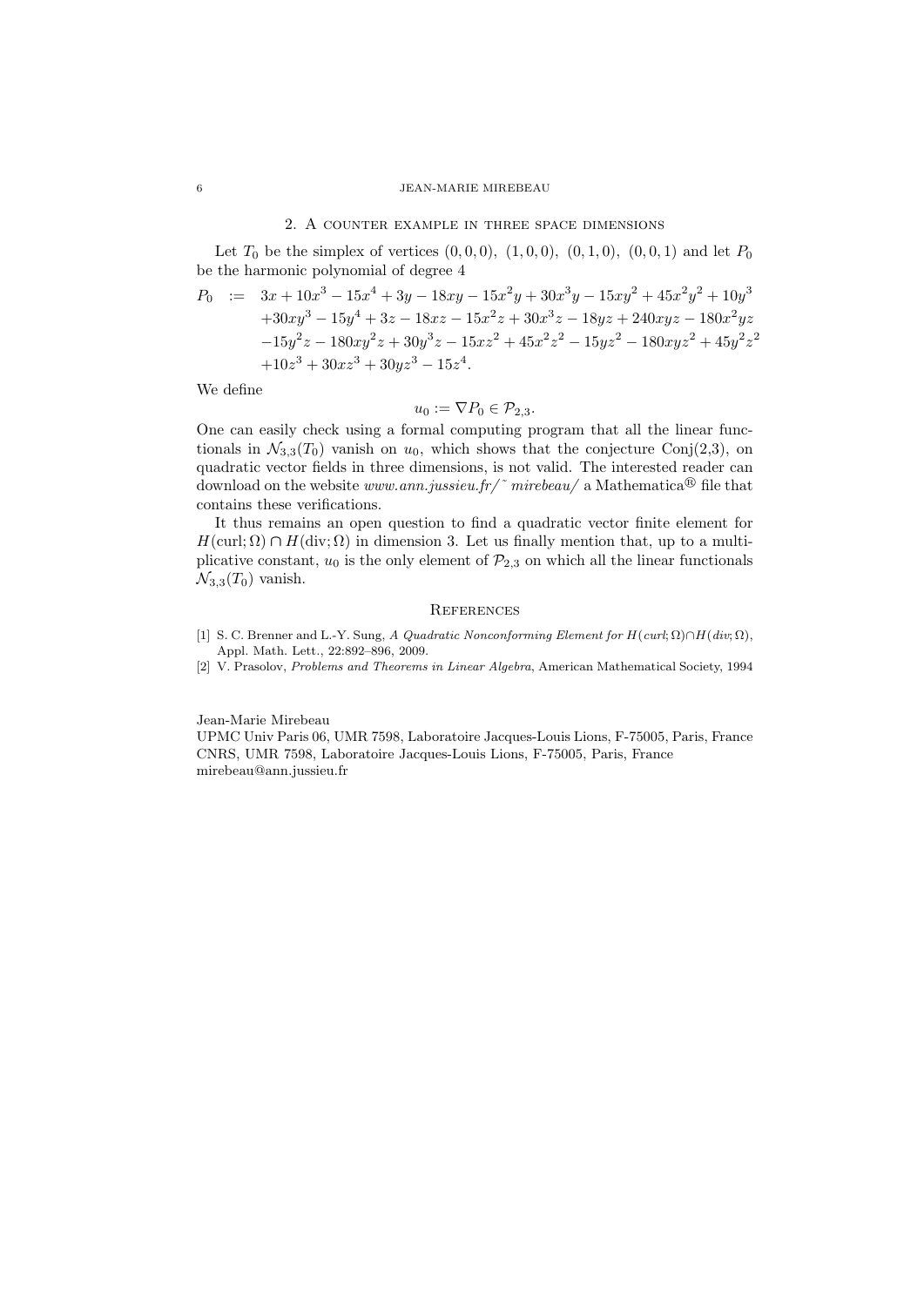## 2. A counter example in three space dimensions

Let $T_0$ be the simplex of vertices $(0,0,0)$, $(1,0,0)$, $(0,1,0)$, $(0,0,1)$ and let $P_0$ be the harmonic polynomial of degree 4

$$
\begin{aligned}
P_0 \quad := \quad & 3x + 10x^3 - 15x^4 + 3y - 18xy - 15x^2y + 30x^3y - 15xy^2 + 45x^2y^2 + 10y^3 \\
& +30xy^3 - 15y^4 + 3z - 18xz - 15x^2z + 30x^3z - 18yz + 240xyz - 180x^2yz \\
& -15y^2z - 180xy^2z + 30y^3z - 15xz^2 + 45x^2z^2 - 15yz^2 - 180xyz^2 + 45y^2z^2 \\
& +10z^3 + 30xz^3 + 30yz^3 - 15z^4.
\end{aligned}
$$

We define

$$u_0 := \nabla P_0 \in \mathcal{P}_{2,3}.$$

One can easily check using a formal computing program that all the linear functionals in $\mathcal{N}_{3,3}(T_0)$ vanish on $u_0$, which shows that the conjecture Conj(2,3), on quadratic vector fields in three dimensions, is not valid. The interested reader can download on the website *www.ann.jussieu.fr/˜ mirebeau/* a Mathematica® file that contains these verifications.

It thus remains an open question to find a quadratic vector finite element for $H(\mathrm{curl};\Omega) \cap H(\mathrm{div};\Omega)$ in dimension 3. Let us finally mention that, up to a multiplicative constant, $u_0$ is the only element of $\mathcal{P}_{2,3}$ on which all the linear functionals $\mathcal{N}_{3,3}(T_0)$ vanish.

## References

[1] S. C. Brenner and L.-Y. Sung, *A Quadratic Nonconforming Element for $H(curl;\Omega) \cap H(div;\Omega)$*, Appl. Math. Lett., 22:892–896, 2009.

[2] V. Prasolov, *Problems and Theorems in Linear Algebra*, American Mathematical Society, 1994

Jean-Marie Mirebeau
UPMC Univ Paris 06, UMR 7598, Laboratoire Jacques-Louis Lions, F-75005, Paris, France
CNRS, UMR 7598, Laboratoire Jacques-Louis Lions, F-75005, Paris, France
mirebeau@ann.jussieu.fr